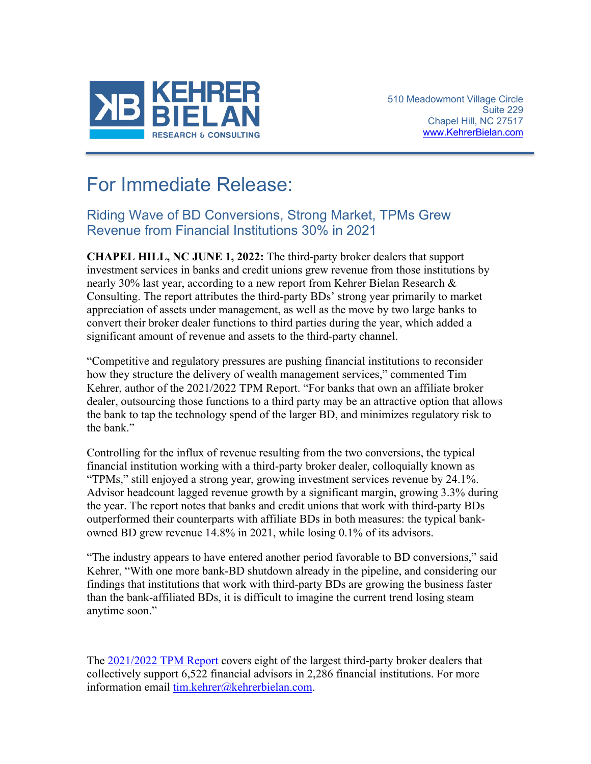**KEHRER BIELAN**
RESEARCH & CONSULTING

510 Meadowmont Village Circle
Suite 229
Chapel Hill, NC 27517
[www.KehrerBielan.com](http://www.KehrerBielan.com)

# For Immediate Release:

## Riding Wave of BD Conversions, Strong Market, TPMs Grew Revenue from Financial Institutions 30% in 2021

**CHAPEL HILL, NC JUNE 1, 2022:** The third-party broker dealers that support investment services in banks and credit unions grew revenue from those institutions by nearly 30% last year, according to a new report from Kehrer Bielan Research & Consulting. The report attributes the third-party BDs' strong year primarily to market appreciation of assets under management, as well as the move by two large banks to convert their broker dealer functions to third parties during the year, which added a significant amount of revenue and assets to the third-party channel.

"Competitive and regulatory pressures are pushing financial institutions to reconsider how they structure the delivery of wealth management services," commented Tim Kehrer, author of the 2021/2022 TPM Report. "For banks that own an affiliate broker dealer, outsourcing those functions to a third party may be an attractive option that allows the bank to tap the technology spend of the larger BD, and minimizes regulatory risk to the bank."

Controlling for the influx of revenue resulting from the two conversions, the typical financial institution working with a third-party broker dealer, colloquially known as "TPMs," still enjoyed a strong year, growing investment services revenue by 24.1%. Advisor headcount lagged revenue growth by a significant margin, growing 3.3% during the year. The report notes that banks and credit unions that work with third-party BDs outperformed their counterparts with affiliate BDs in both measures: the typical bank-owned BD grew revenue 14.8% in 2021, while losing 0.1% of its advisors.

"The industry appears to have entered another period favorable to BD conversions," said Kehrer, "With one more bank-BD shutdown already in the pipeline, and considering our findings that institutions that work with third-party BDs are growing the business faster than the bank-affiliated BDs, it is difficult to imagine the current trend losing steam anytime soon."

The [2021/2022 TPM Report](#) covers eight of the largest third-party broker dealers that collectively support 6,522 financial advisors in 2,286 financial institutions. For more information email [tim.kehrer@kehrerbielan.com](mailto:tim.kehrer@kehrerbielan.com).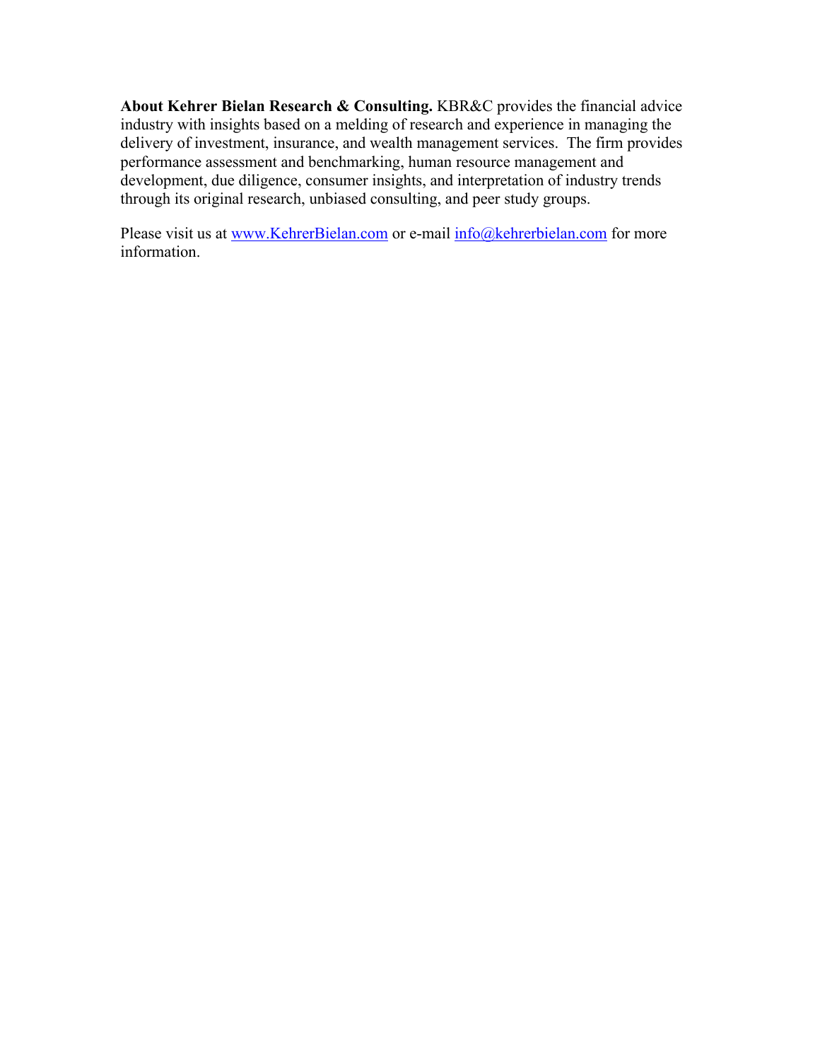**About Kehrer Bielan Research & Consulting.** KBR&C provides the financial advice industry with insights based on a melding of research and experience in managing the delivery of investment, insurance, and wealth management services. The firm provides performance assessment and benchmarking, human resource management and development, due diligence, consumer insights, and interpretation of industry trends through its original research, unbiased consulting, and peer study groups.

Please visit us at www.KehrerBielan.com or e-mail info@kehrerbielan.com for more information.